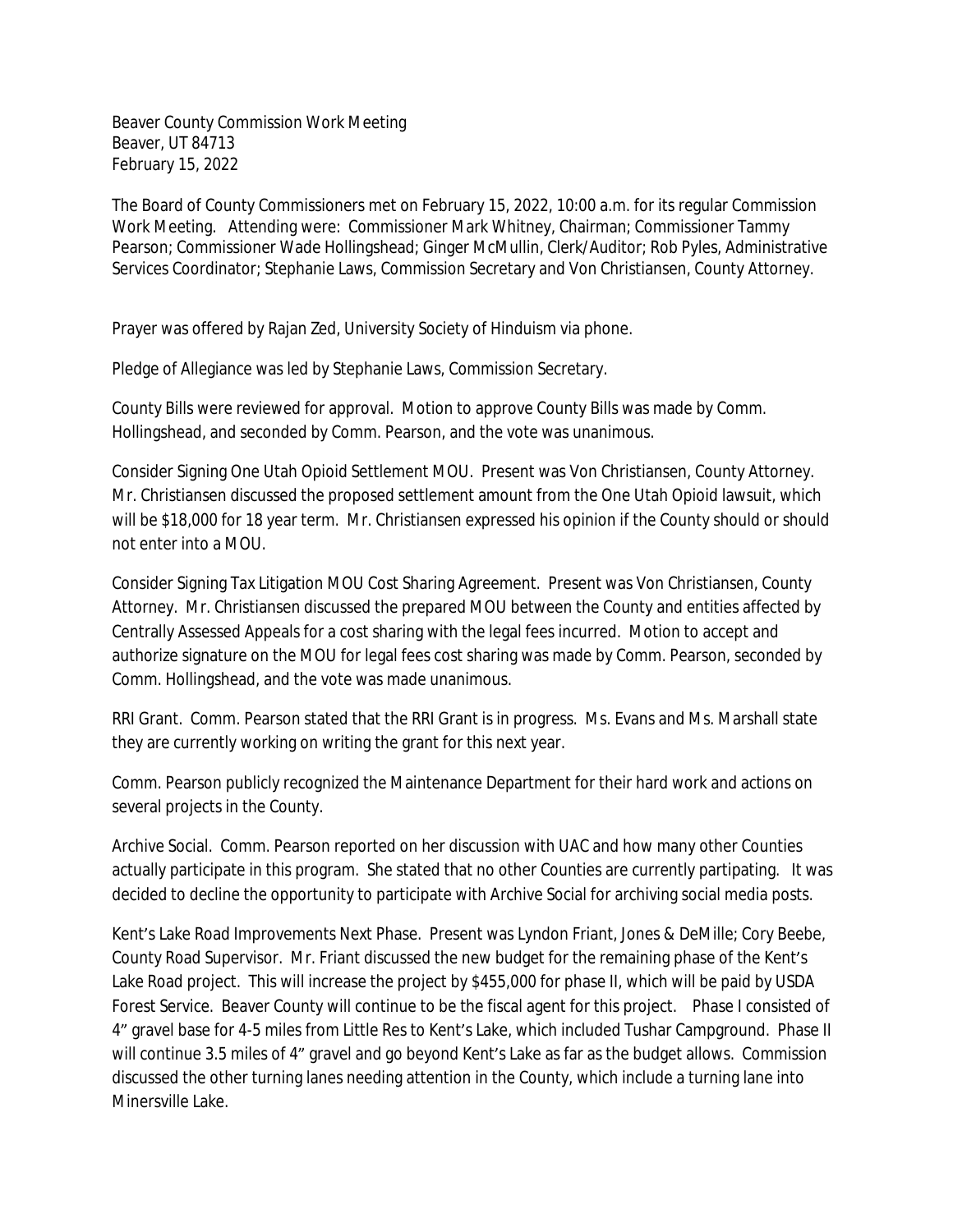Beaver County Commission Work Meeting
Beaver, UT 84713
February 15, 2022

The Board of County Commissioners met on February 15, 2022, 10:00 a.m. for its regular Commission Work Meeting. Attending were: Commissioner Mark Whitney, Chairman; Commissioner Tammy Pearson; Commissioner Wade Hollingshead; Ginger McMullin, Clerk/Auditor; Rob Pyles, Administrative Services Coordinator; Stephanie Laws, Commission Secretary and Von Christiansen, County Attorney.

Prayer was offered by Rajan Zed, University Society of Hinduism via phone.

Pledge of Allegiance was led by Stephanie Laws, Commission Secretary.

County Bills were reviewed for approval. Motion to approve County Bills was made by Comm. Hollingshead, and seconded by Comm. Pearson, and the vote was unanimous.

Consider Signing One Utah Opioid Settlement MOU. Present was Von Christiansen, County Attorney. Mr. Christiansen discussed the proposed settlement amount from the One Utah Opioid lawsuit, which will be $18,000 for 18 year term. Mr. Christiansen expressed his opinion if the County should or should not enter into a MOU.

Consider Signing Tax Litigation MOU Cost Sharing Agreement. Present was Von Christiansen, County Attorney. Mr. Christiansen discussed the prepared MOU between the County and entities affected by Centrally Assessed Appeals for a cost sharing with the legal fees incurred. Motion to accept and authorize signature on the MOU for legal fees cost sharing was made by Comm. Pearson, seconded by Comm. Hollingshead, and the vote was made unanimous.

RRI Grant. Comm. Pearson stated that the RRI Grant is in progress. Ms. Evans and Ms. Marshall state they are currently working on writing the grant for this next year.

Comm. Pearson publicly recognized the Maintenance Department for their hard work and actions on several projects in the County.

Archive Social. Comm. Pearson reported on her discussion with UAC and how many other Counties actually participate in this program. She stated that no other Counties are currently partipating. It was decided to decline the opportunity to participate with Archive Social for archiving social media posts.

Kent's Lake Road Improvements Next Phase. Present was Lyndon Friant, Jones & DeMille; Cory Beebe, County Road Supervisor. Mr. Friant discussed the new budget for the remaining phase of the Kent's Lake Road project. This will increase the project by $455,000 for phase II, which will be paid by USDA Forest Service. Beaver County will continue to be the fiscal agent for this project. Phase I consisted of 4" gravel base for 4-5 miles from Little Res to Kent's Lake, which included Tushar Campground. Phase II will continue 3.5 miles of 4" gravel and go beyond Kent's Lake as far as the budget allows. Commission discussed the other turning lanes needing attention in the County, which include a turning lane into Minersville Lake.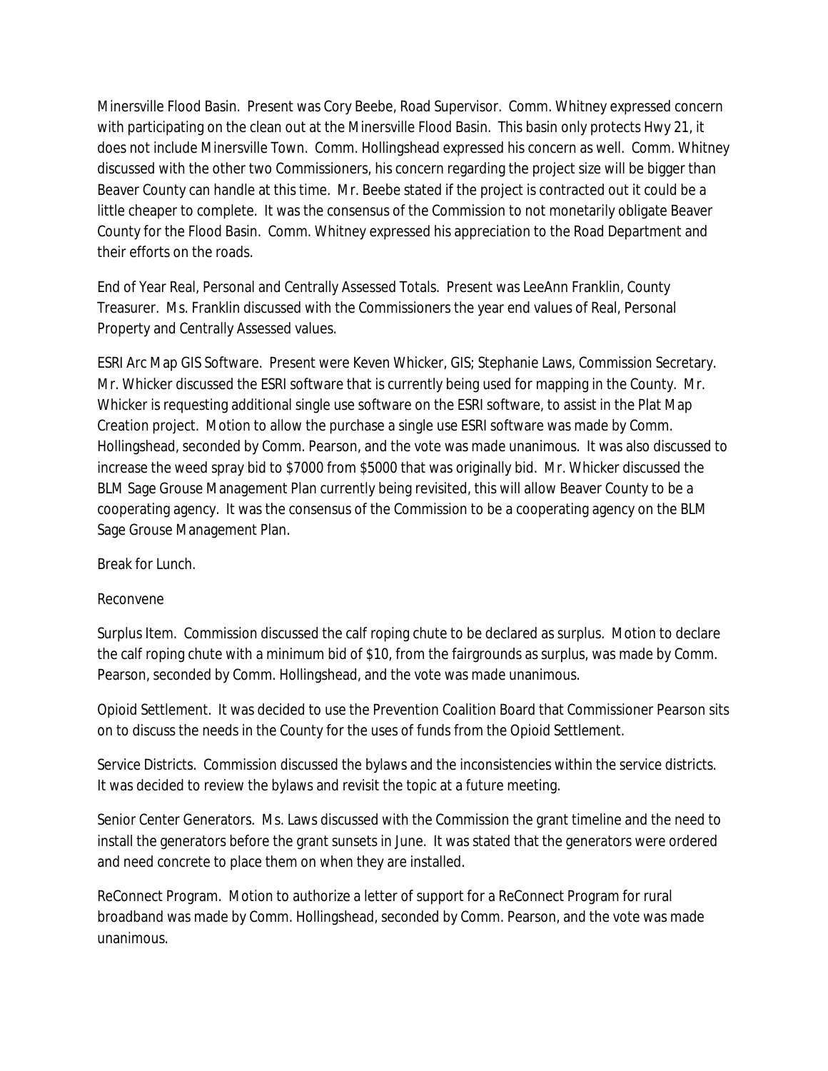Minersville Flood Basin. Present was Cory Beebe, Road Supervisor. Comm. Whitney expressed concern with participating on the clean out at the Minersville Flood Basin. This basin only protects Hwy 21, it does not include Minersville Town. Comm. Hollingshead expressed his concern as well. Comm. Whitney discussed with the other two Commissioners, his concern regarding the project size will be bigger than Beaver County can handle at this time. Mr. Beebe stated if the project is contracted out it could be a little cheaper to complete. It was the consensus of the Commission to not monetarily obligate Beaver County for the Flood Basin. Comm. Whitney expressed his appreciation to the Road Department and their efforts on the roads.

End of Year Real, Personal and Centrally Assessed Totals. Present was LeeAnn Franklin, County Treasurer. Ms. Franklin discussed with the Commissioners the year end values of Real, Personal Property and Centrally Assessed values.

ESRI Arc Map GIS Software. Present were Keven Whicker, GIS; Stephanie Laws, Commission Secretary. Mr. Whicker discussed the ESRI software that is currently being used for mapping in the County. Mr. Whicker is requesting additional single use software on the ESRI software, to assist in the Plat Map Creation project. Motion to allow the purchase a single use ESRI software was made by Comm. Hollingshead, seconded by Comm. Pearson, and the vote was made unanimous. It was also discussed to increase the weed spray bid to $7000 from $5000 that was originally bid. Mr. Whicker discussed the BLM Sage Grouse Management Plan currently being revisited, this will allow Beaver County to be a cooperating agency. It was the consensus of the Commission to be a cooperating agency on the BLM Sage Grouse Management Plan.

Break for Lunch.

Reconvene

Surplus Item. Commission discussed the calf roping chute to be declared as surplus. Motion to declare the calf roping chute with a minimum bid of $10, from the fairgrounds as surplus, was made by Comm. Pearson, seconded by Comm. Hollingshead, and the vote was made unanimous.

Opioid Settlement. It was decided to use the Prevention Coalition Board that Commissioner Pearson sits on to discuss the needs in the County for the uses of funds from the Opioid Settlement.

Service Districts. Commission discussed the bylaws and the inconsistencies within the service districts. It was decided to review the bylaws and revisit the topic at a future meeting.

Senior Center Generators. Ms. Laws discussed with the Commission the grant timeline and the need to install the generators before the grant sunsets in June. It was stated that the generators were ordered and need concrete to place them on when they are installed.

ReConnect Program. Motion to authorize a letter of support for a ReConnect Program for rural broadband was made by Comm. Hollingshead, seconded by Comm. Pearson, and the vote was made unanimous.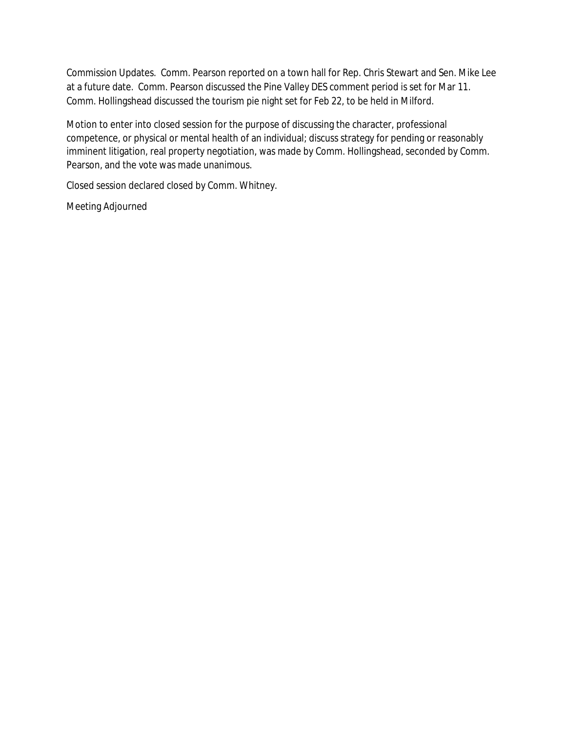Commission Updates. Comm. Pearson reported on a town hall for Rep. Chris Stewart and Sen. Mike Lee at a future date. Comm. Pearson discussed the Pine Valley DES comment period is set for Mar 11. Comm. Hollingshead discussed the tourism pie night set for Feb 22, to be held in Milford.

Motion to enter into closed session for the purpose of discussing the character, professional competence, or physical or mental health of an individual; discuss strategy for pending or reasonably imminent litigation, real property negotiation, was made by Comm. Hollingshead, seconded by Comm. Pearson, and the vote was made unanimous.

Closed session declared closed by Comm. Whitney.

Meeting Adjourned